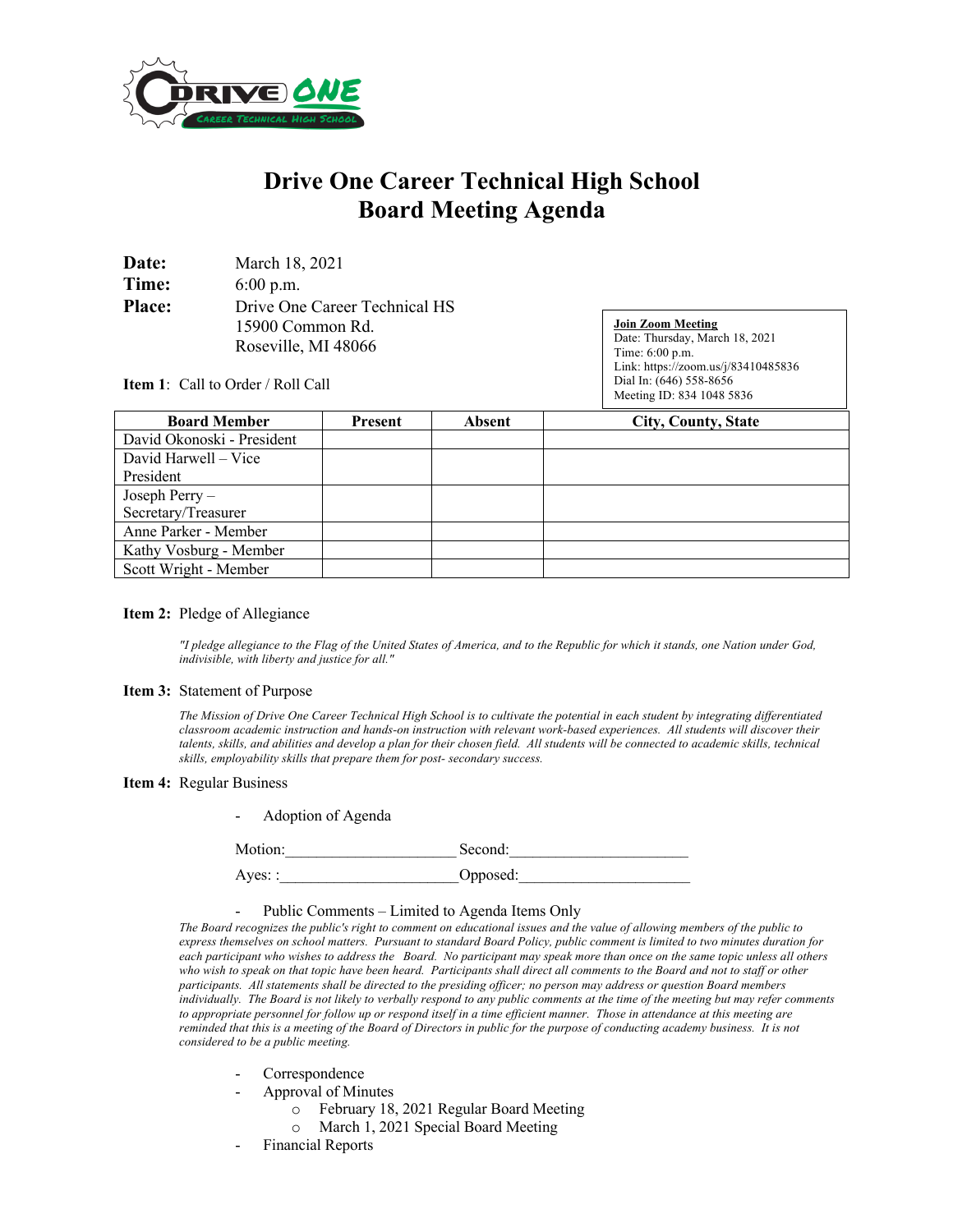# Drive One Career Technical High School
# Board Meeting Agenda

**Date:** March 18, 2021

**Time:** 6:00 p.m.

**Place:** Drive One Career Technical HS
15900 Common Rd.
Roseville, MI 48066

**Join Zoom Meeting**
Date: Thursday, March 18, 2021
Time: 6:00 p.m.
Link: https://zoom.us/j/83410485836
Dial In: (646) 558-8656
Meeting ID: 834 1048 5836

**Item 1**: Call to Order / Roll Call

| Board Member | Present | Absent | City, County, State |
|---|---|---|---|
| David Okonoski - President | | | |
| David Harwell – Vice President | | | |
| Joseph Perry – Secretary/Treasurer | | | |
| Anne Parker - Member | | | |
| Kathy Vosburg - Member | | | |
| Scott Wright - Member | | | |

**Item 2:** Pledge of Allegiance

*"I pledge allegiance to the Flag of the United States of America, and to the Republic for which it stands, one Nation under God, indivisible, with liberty and justice for all."*

**Item 3:** Statement of Purpose

*The Mission of Drive One Career Technical High School is to cultivate the potential in each student by integrating differentiated classroom academic instruction and hands-on instruction with relevant work-based experiences. All students will discover their talents, skills, and abilities and develop a plan for their chosen field. All students will be connected to academic skills, technical skills, employability skills that prepare them for post- secondary success.*

**Item 4:** Regular Business

- Adoption of Agenda

  Motion:_____________________ Second:_____________________

  Ayes: :_____________________Opposed:_____________________

- Public Comments – Limited to Agenda Items Only

*The Board recognizes the public's right to comment on educational issues and the value of allowing members of the public to express themselves on school matters. Pursuant to standard Board Policy, public comment is limited to two minutes duration for each participant who wishes to address the Board. No participant may speak more than once on the same topic unless all others who wish to speak on that topic have been heard. Participants shall direct all comments to the Board and not to staff or other participants. All statements shall be directed to the presiding officer; no person may address or question Board members individually. The Board is not likely to verbally respond to any public comments at the time of the meeting but may refer comments to appropriate personnel for follow up or respond itself in a time efficient manner. Those in attendance at this meeting are reminded that this is a meeting of the Board of Directors in public for the purpose of conducting academy business. It is not considered to be a public meeting.*

- Correspondence
- Approval of Minutes
  - February 18, 2021 Regular Board Meeting
  - March 1, 2021 Special Board Meeting
- Financial Reports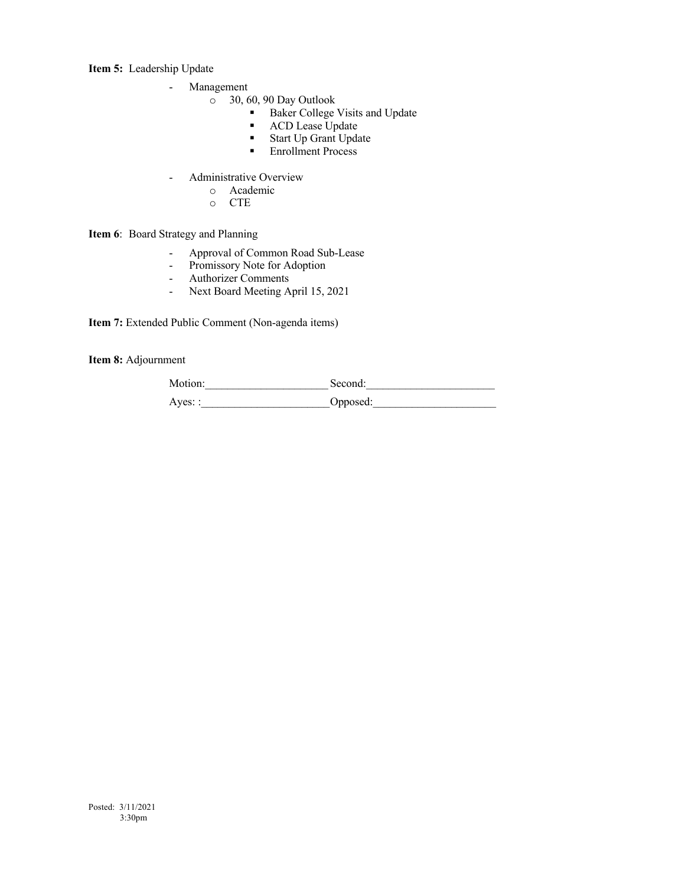**Item 5:** Leadership Update

- Management
  - 30, 60, 90 Day Outlook
    - Baker College Visits and Update
    - ACD Lease Update
    - Start Up Grant Update
    - Enrollment Process

- Administrative Overview
  - Academic
  - CTE

**Item 6**: Board Strategy and Planning

- Approval of Common Road Sub-Lease
- Promissory Note for Adoption
- Authorizer Comments
- Next Board Meeting April 15, 2021

**Item 7:** Extended Public Comment (Non-agenda items)

**Item 8:** Adjournment

Motion:_____________________ Second:______________________

Ayes: :______________________Opposed:_____________________

Posted: 3/11/2021
3:30pm